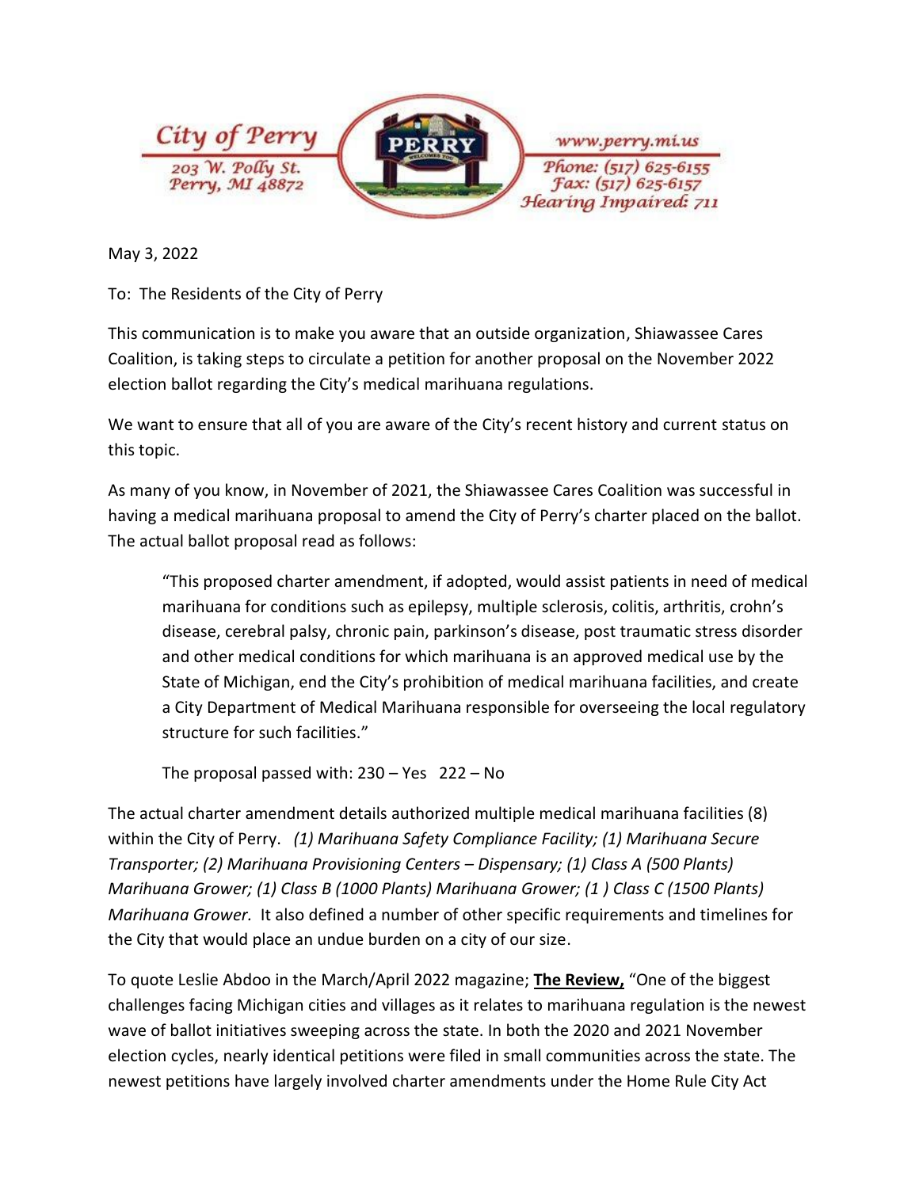City of Perry
203 W. Polly St.
Perry, MI 48872

www.perry.mi.us
Phone: (517) 625-6155
Fax: (517) 625-6157
Hearing Impaired: 711

May 3, 2022

To: The Residents of the City of Perry

This communication is to make you aware that an outside organization, Shiawassee Cares Coalition, is taking steps to circulate a petition for another proposal on the November 2022 election ballot regarding the City's medical marihuana regulations.

We want to ensure that all of you are aware of the City's recent history and current status on this topic.

As many of you know, in November of 2021, the Shiawassee Cares Coalition was successful in having a medical marihuana proposal to amend the City of Perry's charter placed on the ballot. The actual ballot proposal read as follows:

> "This proposed charter amendment, if adopted, would assist patients in need of medical marihuana for conditions such as epilepsy, multiple sclerosis, colitis, arthritis, crohn's disease, cerebral palsy, chronic pain, parkinson's disease, post traumatic stress disorder and other medical conditions for which marihuana is an approved medical use by the State of Michigan, end the City's prohibition of medical marihuana facilities, and create a City Department of Medical Marihuana responsible for overseeing the local regulatory structure for such facilities."
>
> The proposal passed with: 230 – Yes 222 – No

The actual charter amendment details authorized multiple medical marihuana facilities (8) within the City of Perry. *(1) Marihuana Safety Compliance Facility; (1) Marihuana Secure Transporter; (2) Marihuana Provisioning Centers – Dispensary; (1) Class A (500 Plants) Marihuana Grower; (1) Class B (1000 Plants) Marihuana Grower; (1 ) Class C (1500 Plants) Marihuana Grower.* It also defined a number of other specific requirements and timelines for the City that would place an undue burden on a city of our size.

To quote Leslie Abdoo in the March/April 2022 magazine; **The Review,** "One of the biggest challenges facing Michigan cities and villages as it relates to marihuana regulation is the newest wave of ballot initiatives sweeping across the state. In both the 2020 and 2021 November election cycles, nearly identical petitions were filed in small communities across the state. The newest petitions have largely involved charter amendments under the Home Rule City Act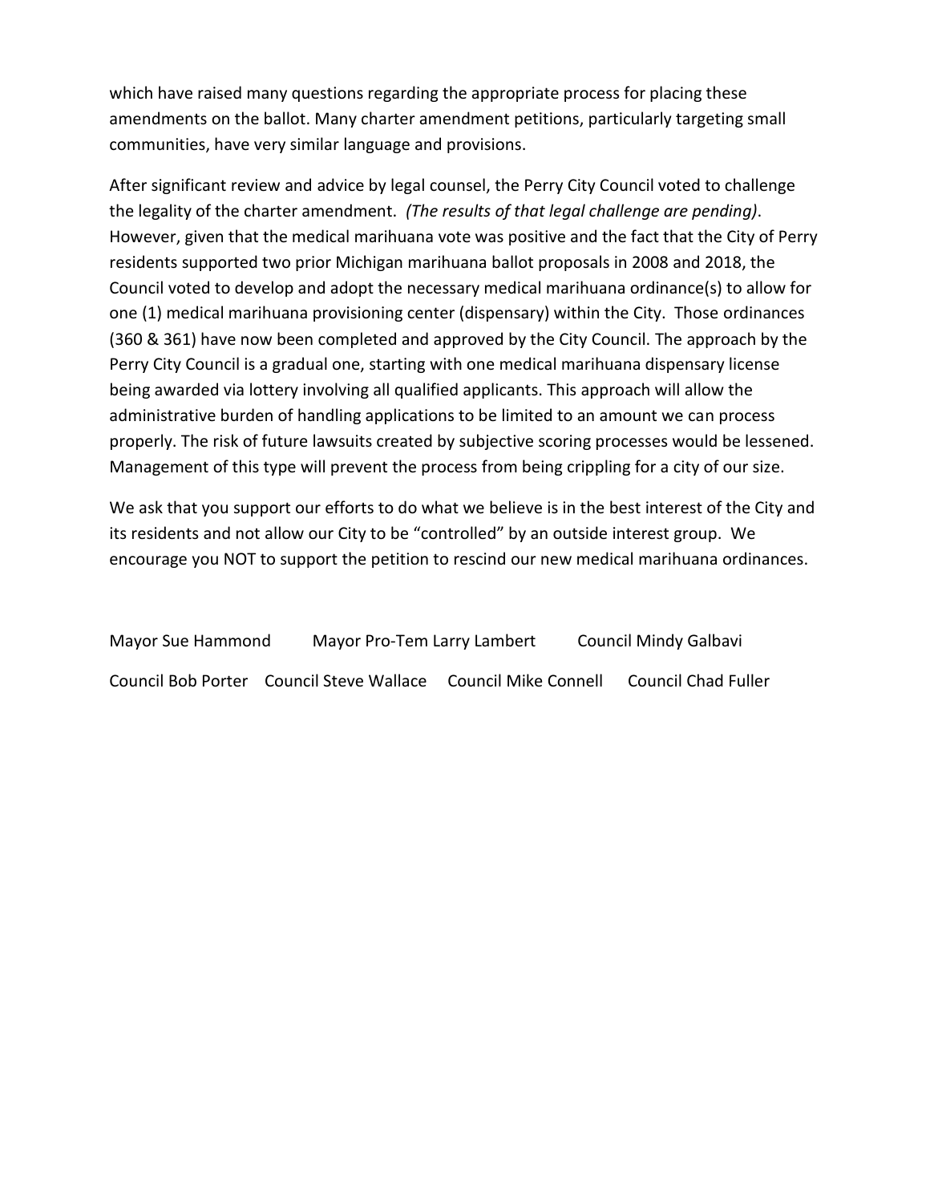which have raised many questions regarding the appropriate process for placing these amendments on the ballot. Many charter amendment petitions, particularly targeting small communities, have very similar language and provisions.

After significant review and advice by legal counsel, the Perry City Council voted to challenge the legality of the charter amendment. *(The results of that legal challenge are pending)*. However, given that the medical marihuana vote was positive and the fact that the City of Perry residents supported two prior Michigan marihuana ballot proposals in 2008 and 2018, the Council voted to develop and adopt the necessary medical marihuana ordinance(s) to allow for one (1) medical marihuana provisioning center (dispensary) within the City. Those ordinances (360 & 361) have now been completed and approved by the City Council. The approach by the Perry City Council is a gradual one, starting with one medical marihuana dispensary license being awarded via lottery involving all qualified applicants. This approach will allow the administrative burden of handling applications to be limited to an amount we can process properly. The risk of future lawsuits created by subjective scoring processes would be lessened. Management of this type will prevent the process from being crippling for a city of our size.

We ask that you support our efforts to do what we believe is in the best interest of the City and its residents and not allow our City to be "controlled" by an outside interest group. We encourage you NOT to support the petition to rescind our new medical marihuana ordinances.

Mayor Sue Hammond    Mayor Pro-Tem Larry Lambert    Council Mindy Galbavi

Council Bob Porter    Council Steve Wallace    Council Mike Connell    Council Chad Fuller